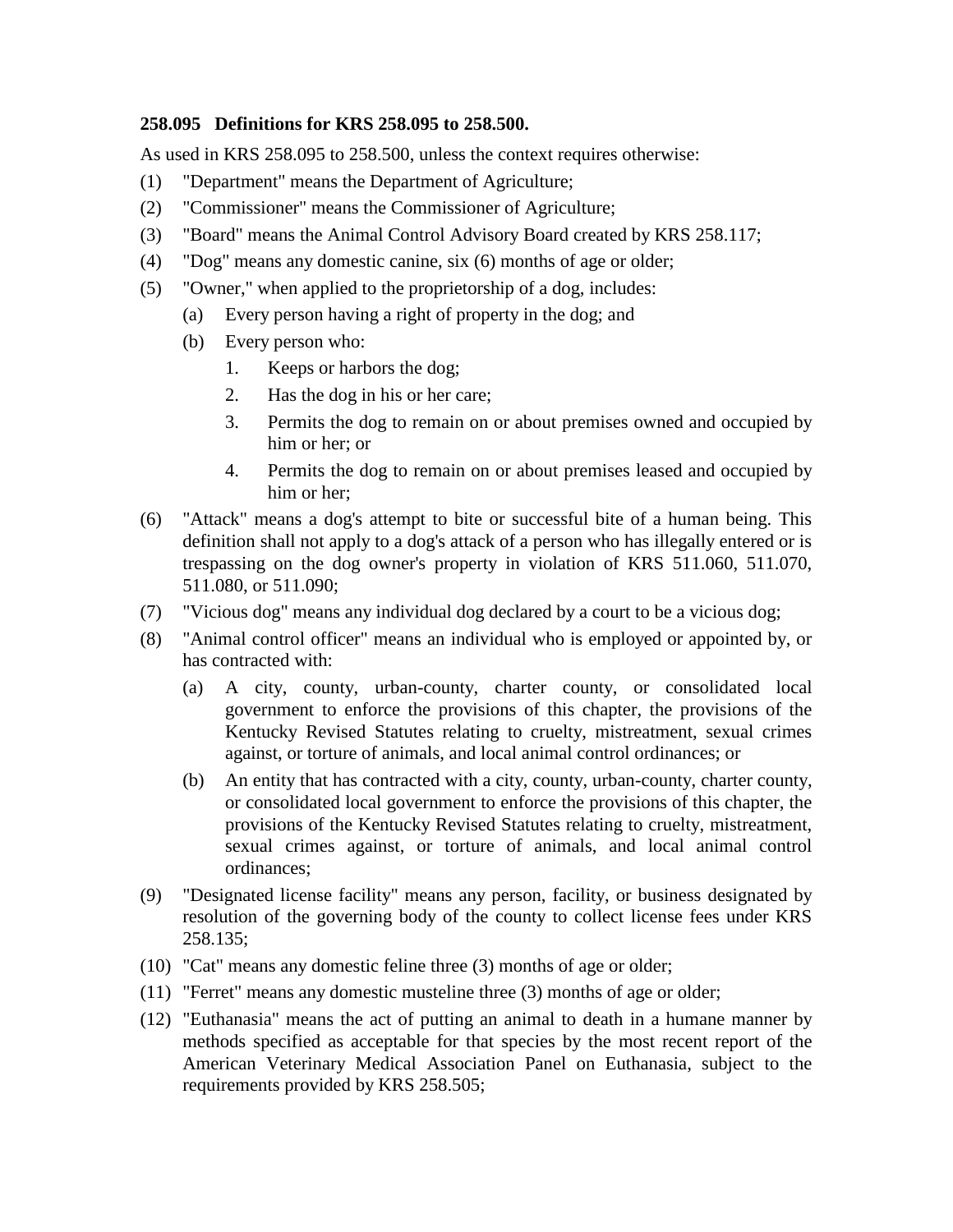**258.095 Definitions for KRS 258.095 to 258.500.**

As used in KRS 258.095 to 258.500, unless the context requires otherwise:

(1) "Department" means the Department of Agriculture;

(2) "Commissioner" means the Commissioner of Agriculture;

(3) "Board" means the Animal Control Advisory Board created by KRS 258.117;

(4) "Dog" means any domestic canine, six (6) months of age or older;

(5) "Owner," when applied to the proprietorship of a dog, includes:

   (a) Every person having a right of property in the dog; and

   (b) Every person who:

      1. Keeps or harbors the dog;

      2. Has the dog in his or her care;

      3. Permits the dog to remain on or about premises owned and occupied by him or her; or

      4. Permits the dog to remain on or about premises leased and occupied by him or her;

(6) "Attack" means a dog's attempt to bite or successful bite of a human being. This definition shall not apply to a dog's attack of a person who has illegally entered or is trespassing on the dog owner's property in violation of KRS 511.060, 511.070, 511.080, or 511.090;

(7) "Vicious dog" means any individual dog declared by a court to be a vicious dog;

(8) "Animal control officer" means an individual who is employed or appointed by, or has contracted with:

   (a) A city, county, urban-county, charter county, or consolidated local government to enforce the provisions of this chapter, the provisions of the Kentucky Revised Statutes relating to cruelty, mistreatment, sexual crimes against, or torture of animals, and local animal control ordinances; or

   (b) An entity that has contracted with a city, county, urban-county, charter county, or consolidated local government to enforce the provisions of this chapter, the provisions of the Kentucky Revised Statutes relating to cruelty, mistreatment, sexual crimes against, or torture of animals, and local animal control ordinances;

(9) "Designated license facility" means any person, facility, or business designated by resolution of the governing body of the county to collect license fees under KRS 258.135;

(10) "Cat" means any domestic feline three (3) months of age or older;

(11) "Ferret" means any domestic musteline three (3) months of age or older;

(12) "Euthanasia" means the act of putting an animal to death in a humane manner by methods specified as acceptable for that species by the most recent report of the American Veterinary Medical Association Panel on Euthanasia, subject to the requirements provided by KRS 258.505;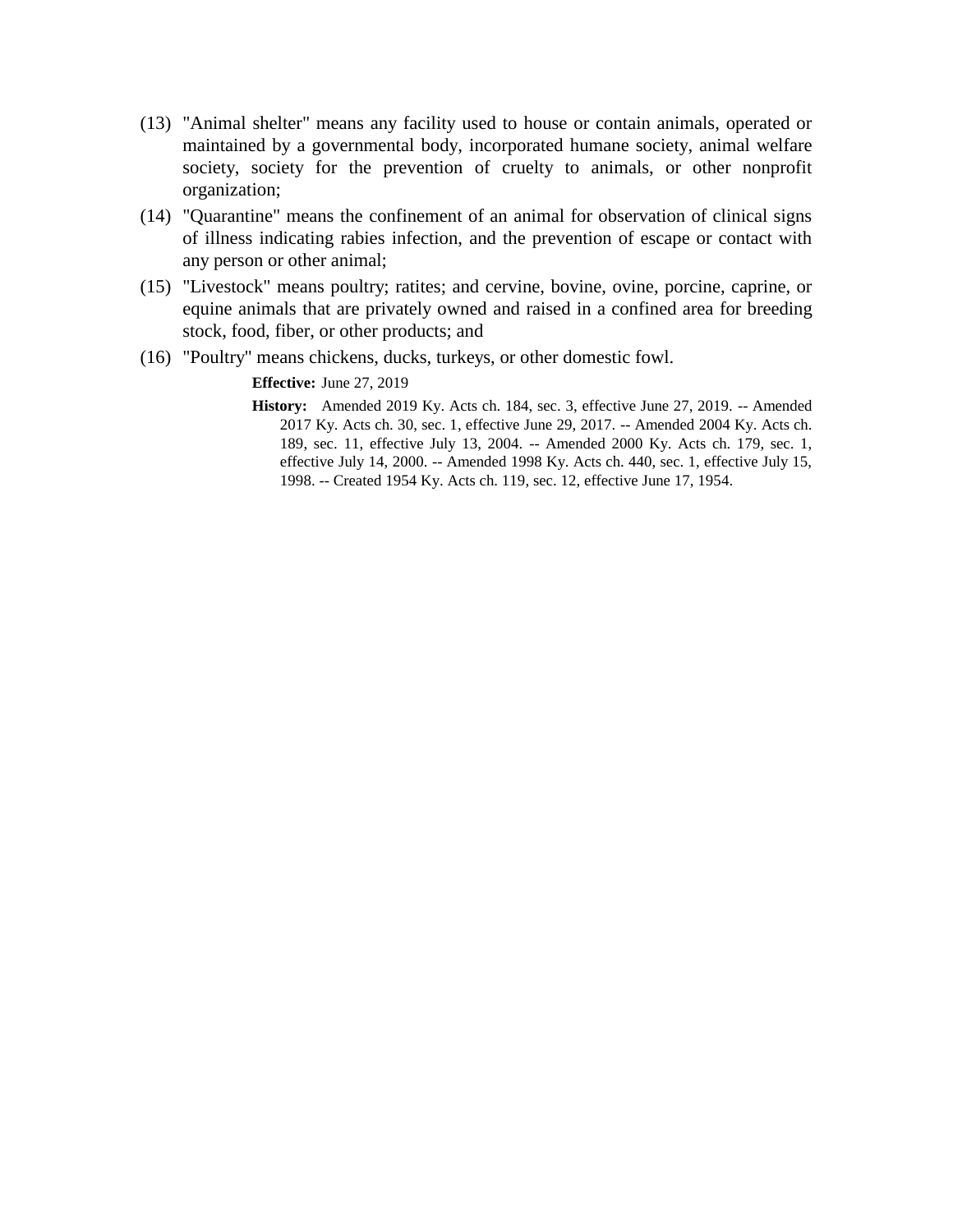(13) "Animal shelter" means any facility used to house or contain animals, operated or maintained by a governmental body, incorporated humane society, animal welfare society, society for the prevention of cruelty to animals, or other nonprofit organization;

(14) "Quarantine" means the confinement of an animal for observation of clinical signs of illness indicating rabies infection, and the prevention of escape or contact with any person or other animal;

(15) "Livestock" means poultry; ratites; and cervine, bovine, ovine, porcine, caprine, or equine animals that are privately owned and raised in a confined area for breeding stock, food, fiber, or other products; and

(16) "Poultry" means chickens, ducks, turkeys, or other domestic fowl.

**Effective:** June 27, 2019

**History:** Amended 2019 Ky. Acts ch. 184, sec. 3, effective June 27, 2019. -- Amended 2017 Ky. Acts ch. 30, sec. 1, effective June 29, 2017. -- Amended 2004 Ky. Acts ch. 189, sec. 11, effective July 13, 2004. -- Amended 2000 Ky. Acts ch. 179, sec. 1, effective July 14, 2000. -- Amended 1998 Ky. Acts ch. 440, sec. 1, effective July 15, 1998. -- Created 1954 Ky. Acts ch. 119, sec. 12, effective June 17, 1954.